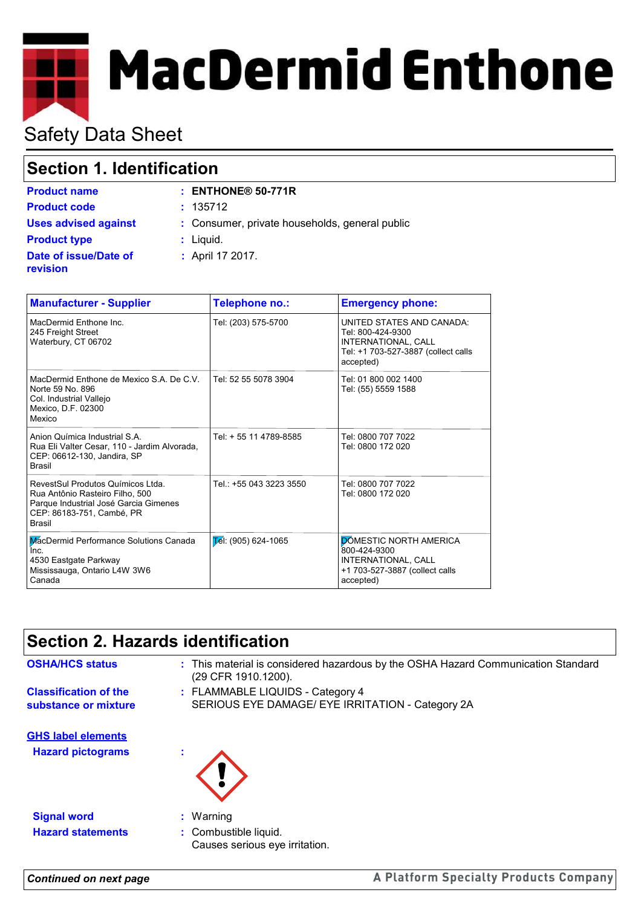# MacDermid Enthone

Safety Data Sheet

## Section 1. Identification

**Product name** : **ENTHONE® 50-771R**

**Product code** : 135712

**Uses advised against** : Consumer, private households, general public

**Product type** : Liquid.

**Date of issue/Date of revision** : April 17 2017.

| Manufacturer - Supplier | Telephone no.: | Emergency phone: |
|---|---|---|
| MacDermid Enthone Inc.<br>245 Freight Street<br>Waterbury, CT 06702 | Tel: (203) 575-5700 | UNITED STATES AND CANADA:<br>Tel: 800-424-9300<br>INTERNATIONAL, CALL<br>Tel: +1 703-527-3887 (collect calls accepted) |
| MacDermid Enthone de Mexico S.A. De C.V.<br>Norte 59 No. 896<br>Col. Industrial Vallejo<br>Mexico, D.F. 02300<br>Mexico | Tel: 52 55 5078 3904 | Tel: 01 800 002 1400<br>Tel: (55) 5559 1588 |
| Anion Química Industrial S.A.<br>Rua Eli Valter Cesar, 110 - Jardim Alvorada,<br>CEP: 06612-130, Jandira, SP<br>Brasil | Tel: + 55 11 4789-8585 | Tel: 0800 707 7022<br>Tel: 0800 172 020 |
| RevestSul Produtos Químicos Ltda.<br>Rua Antônio Rasteiro Filho, 500<br>Parque Industrial José Garcia Gimenes<br>CEP: 86183-751, Cambé, PR<br>Brasil | Tel.: +55 043 3223 3550 | Tel: 0800 707 7022<br>Tel: 0800 172 020 |
| MacDermid Performance Solutions Canada Inc.<br>4530 Eastgate Parkway<br>Mississauga, Ontario L4W 3W6<br>Canada | Tel: (905) 624-1065 | DOMESTIC NORTH AMERICA<br>800-424-9300<br>INTERNATIONAL, CALL<br>+1 703-527-3887 (collect calls accepted) |

## Section 2. Hazards identification

**OSHA/HCS status** : This material is considered hazardous by the OSHA Hazard Communication Standard (29 CFR 1910.1200).

**Classification of the substance or mixture** : FLAMMABLE LIQUIDS - Category 4
SERIOUS EYE DAMAGE/ EYE IRRITATION - Category 2A

**GHS label elements**

**Hazard pictograms** :

**Signal word** : Warning

**Hazard statements** : Combustible liquid.
Causes serious eye irritation.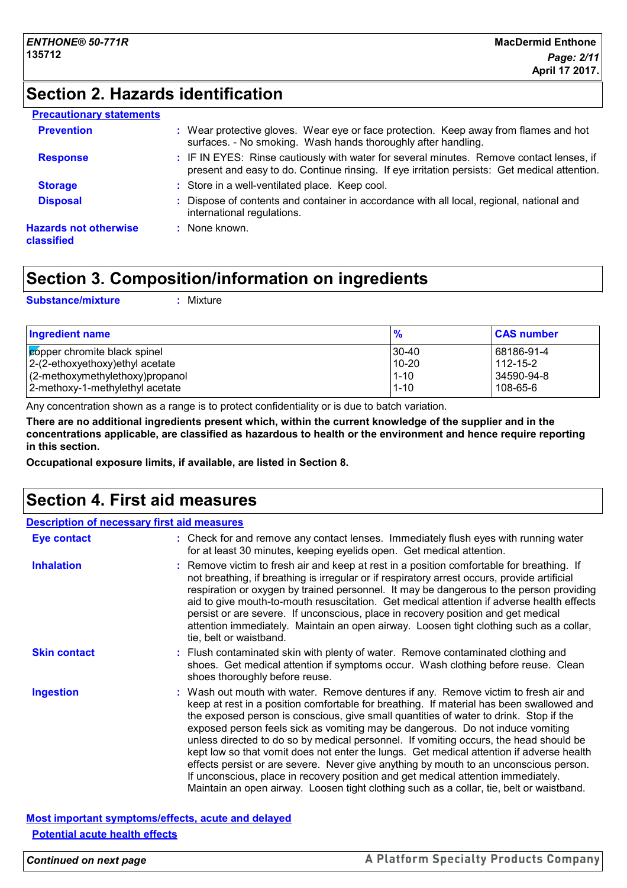## Section 2. Hazards identification

**Precautionary statements**

**Prevention** : Wear protective gloves. Wear eye or face protection. Keep away from flames and hot surfaces. - No smoking. Wash hands thoroughly after handling.

**Response** : IF IN EYES: Rinse cautiously with water for several minutes. Remove contact lenses, if present and easy to do. Continue rinsing. If eye irritation persists: Get medical attention.

**Storage** : Store in a well-ventilated place. Keep cool.

**Disposal** : Dispose of contents and container in accordance with all local, regional, national and international regulations.

**Hazards not otherwise classified** : None known.

## Section 3. Composition/information on ingredients

**Substance/mixture** : Mixture

| Ingredient name | % | CAS number |
|---|---|---|
| copper chromite black spinel | 30-40 | 68186-91-4 |
| 2-(2-ethoxyethoxy)ethyl acetate | 10-20 | 112-15-2 |
| (2-methoxymethylethoxy)propanol | 1-10 | 34590-94-8 |
| 2-methoxy-1-methylethyl acetate | 1-10 | 108-65-6 |

Any concentration shown as a range is to protect confidentiality or is due to batch variation.

**There are no additional ingredients present which, within the current knowledge of the supplier and in the concentrations applicable, are classified as hazardous to health or the environment and hence require reporting in this section.**

**Occupational exposure limits, if available, are listed in Section 8.**

## Section 4. First aid measures

**Description of necessary first aid measures**

**Eye contact** : Check for and remove any contact lenses. Immediately flush eyes with running water for at least 30 minutes, keeping eyelids open. Get medical attention.

**Inhalation** : Remove victim to fresh air and keep at rest in a position comfortable for breathing. If not breathing, if breathing is irregular or if respiratory arrest occurs, provide artificial respiration or oxygen by trained personnel. It may be dangerous to the person providing aid to give mouth-to-mouth resuscitation. Get medical attention if adverse health effects persist or are severe. If unconscious, place in recovery position and get medical attention immediately. Maintain an open airway. Loosen tight clothing such as a collar, tie, belt or waistband.

**Skin contact** : Flush contaminated skin with plenty of water. Remove contaminated clothing and shoes. Get medical attention if symptoms occur. Wash clothing before reuse. Clean shoes thoroughly before reuse.

**Ingestion** : Wash out mouth with water. Remove dentures if any. Remove victim to fresh air and keep at rest in a position comfortable for breathing. If material has been swallowed and the exposed person is conscious, give small quantities of water to drink. Stop if the exposed person feels sick as vomiting may be dangerous. Do not induce vomiting unless directed to do so by medical personnel. If vomiting occurs, the head should be kept low so that vomit does not enter the lungs. Get medical attention if adverse health effects persist or are severe. Never give anything by mouth to an unconscious person. If unconscious, place in recovery position and get medical attention immediately. Maintain an open airway. Loosen tight clothing such as a collar, tie, belt or waistband.

**Most important symptoms/effects, acute and delayed**

**Potential acute health effects**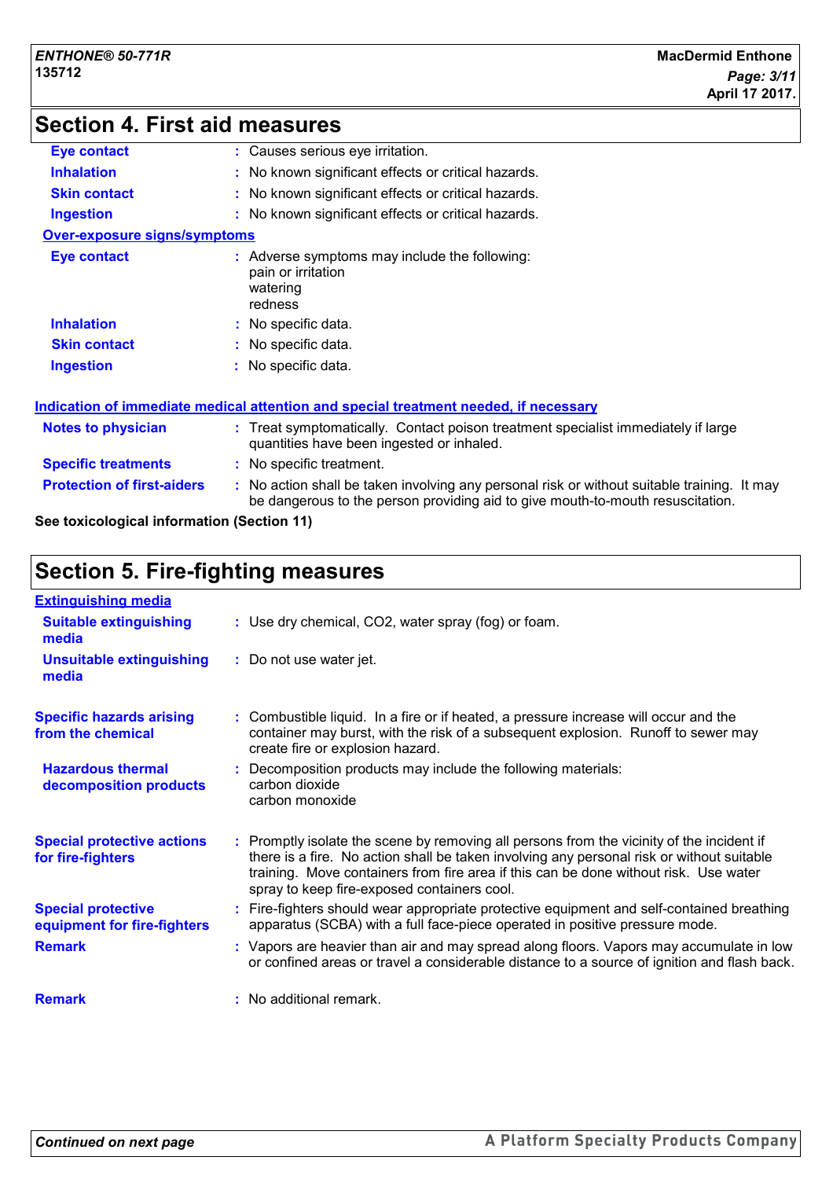## Section 4. First aid measures

**Eye contact** : Causes serious eye irritation.

**Inhalation** : No known significant effects or critical hazards.

**Skin contact** : No known significant effects or critical hazards.

**Ingestion** : No known significant effects or critical hazards.

**Over-exposure signs/symptoms**

**Eye contact** : Adverse symptoms may include the following:
pain or irritation
watering
redness

**Inhalation** : No specific data.

**Skin contact** : No specific data.

**Ingestion** : No specific data.

**Indication of immediate medical attention and special treatment needed, if necessary**

**Notes to physician** : Treat symptomatically. Contact poison treatment specialist immediately if large quantities have been ingested or inhaled.

**Specific treatments** : No specific treatment.

**Protection of first-aiders** : No action shall be taken involving any personal risk or without suitable training. It may be dangerous to the person providing aid to give mouth-to-mouth resuscitation.

**See toxicological information (Section 11)**

## Section 5. Fire-fighting measures

**Extinguishing media**

**Suitable extinguishing media** : Use dry chemical, CO2, water spray (fog) or foam.

**Unsuitable extinguishing media** : Do not use water jet.

**Specific hazards arising from the chemical** : Combustible liquid. In a fire or if heated, a pressure increase will occur and the container may burst, with the risk of a subsequent explosion. Runoff to sewer may create fire or explosion hazard.

**Hazardous thermal decomposition products** : Decomposition products may include the following materials:
carbon dioxide
carbon monoxide

**Special protective actions for fire-fighters** : Promptly isolate the scene by removing all persons from the vicinity of the incident if there is a fire. No action shall be taken involving any personal risk or without suitable training. Move containers from fire area if this can be done without risk. Use water spray to keep fire-exposed containers cool.

**Special protective equipment for fire-fighters** : Fire-fighters should wear appropriate protective equipment and self-contained breathing apparatus (SCBA) with a full face-piece operated in positive pressure mode.

**Remark** : Vapors are heavier than air and may spread along floors. Vapors may accumulate in low or confined areas or travel a considerable distance to a source of ignition and flash back.

**Remark** : No additional remark.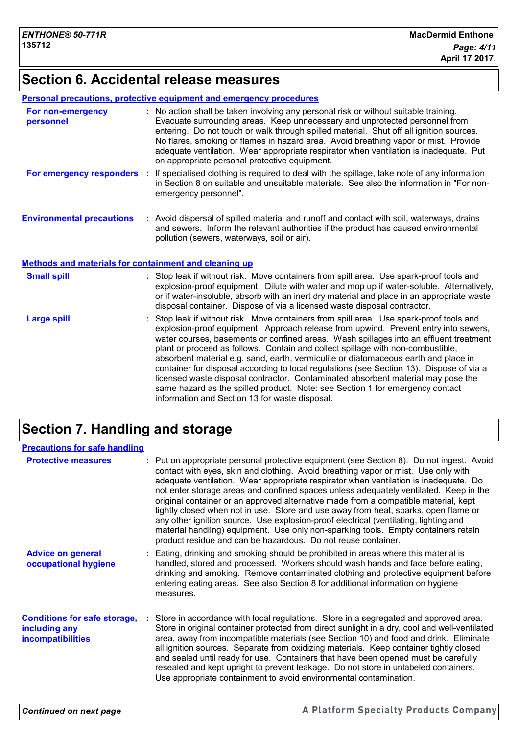## Section 6. Accidental release measures

### Personal precautions, protective equipment and emergency procedures

**For non-emergency personnel** : No action shall be taken involving any personal risk or without suitable training. Evacuate surrounding areas. Keep unnecessary and unprotected personnel from entering. Do not touch or walk through spilled material. Shut off all ignition sources. No flares, smoking or flames in hazard area. Avoid breathing vapor or mist. Provide adequate ventilation. Wear appropriate respirator when ventilation is inadequate. Put on appropriate personal protective equipment.

**For emergency responders** : If specialised clothing is required to deal with the spillage, take note of any information in Section 8 on suitable and unsuitable materials. See also the information in "For non-emergency personnel".

**Environmental precautions** : Avoid dispersal of spilled material and runoff and contact with soil, waterways, drains and sewers. Inform the relevant authorities if the product has caused environmental pollution (sewers, waterways, soil or air).

### Methods and materials for containment and cleaning up

**Small spill** : Stop leak if without risk. Move containers from spill area. Use spark-proof tools and explosion-proof equipment. Dilute with water and mop up if water-soluble. Alternatively, or if water-insoluble, absorb with an inert dry material and place in an appropriate waste disposal container. Dispose of via a licensed waste disposal contractor.

**Large spill** : Stop leak if without risk. Move containers from spill area. Use spark-proof tools and explosion-proof equipment. Approach release from upwind. Prevent entry into sewers, water courses, basements or confined areas. Wash spillages into an effluent treatment plant or proceed as follows. Contain and collect spillage with non-combustible, absorbent material e.g. sand, earth, vermiculite or diatomaceous earth and place in container for disposal according to local regulations (see Section 13). Dispose of via a licensed waste disposal contractor. Contaminated absorbent material may pose the same hazard as the spilled product. Note: see Section 1 for emergency contact information and Section 13 for waste disposal.

## Section 7. Handling and storage

### Precautions for safe handling

**Protective measures** : Put on appropriate personal protective equipment (see Section 8). Do not ingest. Avoid contact with eyes, skin and clothing. Avoid breathing vapor or mist. Use only with adequate ventilation. Wear appropriate respirator when ventilation is inadequate. Do not enter storage areas and confined spaces unless adequately ventilated. Keep in the original container or an approved alternative made from a compatible material, kept tightly closed when not in use. Store and use away from heat, sparks, open flame or any other ignition source. Use explosion-proof electrical (ventilating, lighting and material handling) equipment. Use only non-sparking tools. Empty containers retain product residue and can be hazardous. Do not reuse container.

**Advice on general occupational hygiene** : Eating, drinking and smoking should be prohibited in areas where this material is handled, stored and processed. Workers should wash hands and face before eating, drinking and smoking. Remove contaminated clothing and protective equipment before entering eating areas. See also Section 8 for additional information on hygiene measures.

**Conditions for safe storage, including any incompatibilities** : Store in accordance with local regulations. Store in a segregated and approved area. Store in original container protected from direct sunlight in a dry, cool and well-ventilated area, away from incompatible materials (see Section 10) and food and drink. Eliminate all ignition sources. Separate from oxidizing materials. Keep container tightly closed and sealed until ready for use. Containers that have been opened must be carefully resealed and kept upright to prevent leakage. Do not store in unlabeled containers. Use appropriate containment to avoid environmental contamination.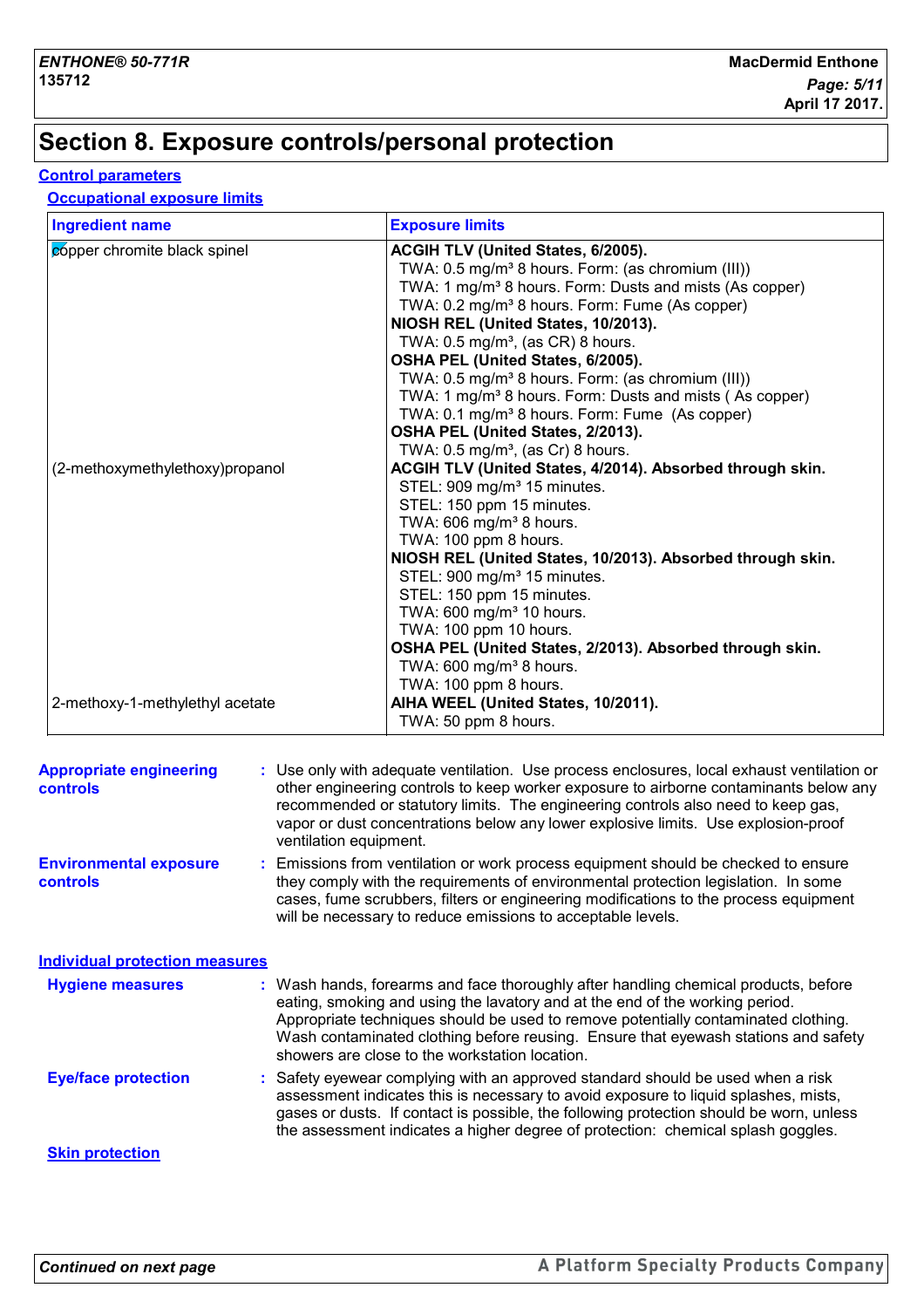# Section 8. Exposure controls/personal protection

## Control parameters

### Occupational exposure limits

| Ingredient name | Exposure limits |
|---|---|
| copper chromite black spinel | **ACGIH TLV (United States, 6/2005).**<br>TWA: 0.5 mg/m³ 8 hours. Form: (as chromium (III))<br>TWA: 1 mg/m³ 8 hours. Form: Dusts and mists (As copper)<br>TWA: 0.2 mg/m³ 8 hours. Form: Fume (As copper)<br>**NIOSH REL (United States, 10/2013).**<br>TWA: 0.5 mg/m³, (as CR) 8 hours.<br>**OSHA PEL (United States, 6/2005).**<br>TWA: 0.5 mg/m³ 8 hours. Form: (as chromium (III))<br>TWA: 1 mg/m³ 8 hours. Form: Dusts and mists ( As copper)<br>TWA: 0.1 mg/m³ 8 hours. Form: Fume (As copper)<br>**OSHA PEL (United States, 2/2013).**<br>TWA: 0.5 mg/m³, (as Cr) 8 hours. |
| (2-methoxymethylethoxy)propanol | **ACGIH TLV (United States, 4/2014). Absorbed through skin.**<br>STEL: 909 mg/m³ 15 minutes.<br>STEL: 150 ppm 15 minutes.<br>TWA: 606 mg/m³ 8 hours.<br>TWA: 100 ppm 8 hours.<br>**NIOSH REL (United States, 10/2013). Absorbed through skin.**<br>STEL: 900 mg/m³ 15 minutes.<br>STEL: 150 ppm 15 minutes.<br>TWA: 600 mg/m³ 10 hours.<br>TWA: 100 ppm 10 hours.<br>**OSHA PEL (United States, 2/2013). Absorbed through skin.**<br>TWA: 600 mg/m³ 8 hours.<br>TWA: 100 ppm 8 hours. |
| 2-methoxy-1-methylethyl acetate | **AIHA WEEL (United States, 10/2011).**<br>TWA: 50 ppm 8 hours. |

**Appropriate engineering controls** : Use only with adequate ventilation. Use process enclosures, local exhaust ventilation or other engineering controls to keep worker exposure to airborne contaminants below any recommended or statutory limits. The engineering controls also need to keep gas, vapor or dust concentrations below any lower explosive limits. Use explosion-proof ventilation equipment.

**Environmental exposure controls** : Emissions from ventilation or work process equipment should be checked to ensure they comply with the requirements of environmental protection legislation. In some cases, fume scrubbers, filters or engineering modifications to the process equipment will be necessary to reduce emissions to acceptable levels.

## Individual protection measures

**Hygiene measures** : Wash hands, forearms and face thoroughly after handling chemical products, before eating, smoking and using the lavatory and at the end of the working period. Appropriate techniques should be used to remove potentially contaminated clothing. Wash contaminated clothing before reusing. Ensure that eyewash stations and safety showers are close to the workstation location.

**Eye/face protection** : Safety eyewear complying with an approved standard should be used when a risk assessment indicates this is necessary to avoid exposure to liquid splashes, mists, gases or dusts. If contact is possible, the following protection should be worn, unless the assessment indicates a higher degree of protection: chemical splash goggles.

### Skin protection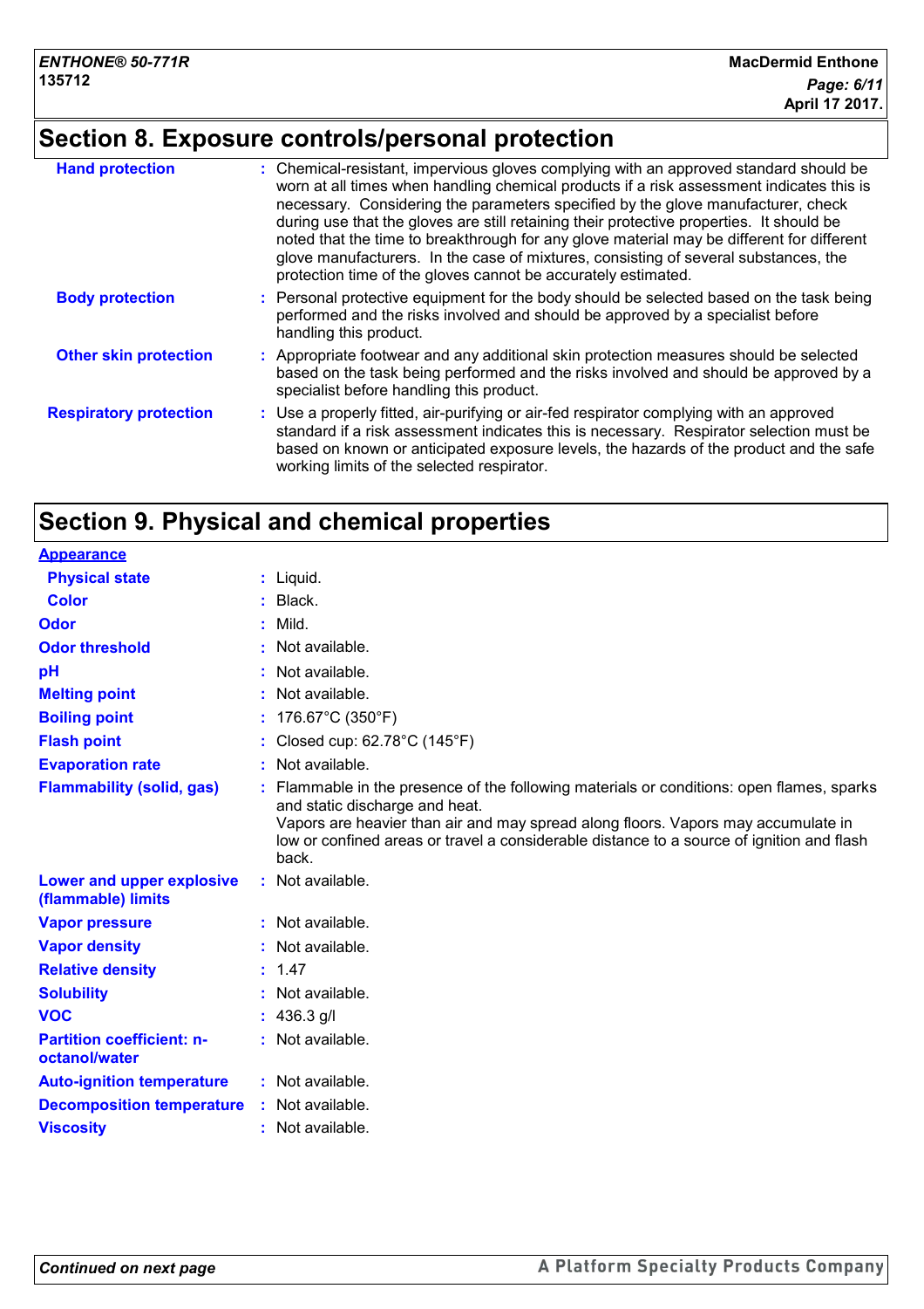## Section 8. Exposure controls/personal protection

| | |
|---|---|
| **Hand protection** | : Chemical-resistant, impervious gloves complying with an approved standard should be worn at all times when handling chemical products if a risk assessment indicates this is necessary. Considering the parameters specified by the glove manufacturer, check during use that the gloves are still retaining their protective properties. It should be noted that the time to breakthrough for any glove material may be different for different glove manufacturers. In the case of mixtures, consisting of several substances, the protection time of the gloves cannot be accurately estimated. |
| **Body protection** | : Personal protective equipment for the body should be selected based on the task being performed and the risks involved and should be approved by a specialist before handling this product. |
| **Other skin protection** | : Appropriate footwear and any additional skin protection measures should be selected based on the task being performed and the risks involved and should be approved by a specialist before handling this product. |
| **Respiratory protection** | : Use a properly fitted, air-purifying or air-fed respirator complying with an approved standard if a risk assessment indicates this is necessary. Respirator selection must be based on known or anticipated exposure levels, the hazards of the product and the safe working limits of the selected respirator. |

## Section 9. Physical and chemical properties

**Appearance**

| | |
|---|---|
| **Physical state** | : Liquid. |
| **Color** | : Black. |
| **Odor** | : Mild. |
| **Odor threshold** | : Not available. |
| **pH** | : Not available. |
| **Melting point** | : Not available. |
| **Boiling point** | : 176.67°C (350°F) |
| **Flash point** | : Closed cup: 62.78°C (145°F) |
| **Evaporation rate** | : Not available. |
| **Flammability (solid, gas)** | : Flammable in the presence of the following materials or conditions: open flames, sparks and static discharge and heat. Vapors are heavier than air and may spread along floors. Vapors may accumulate in low or confined areas or travel a considerable distance to a source of ignition and flash back. |
| **Lower and upper explosive (flammable) limits** | : Not available. |
| **Vapor pressure** | : Not available. |
| **Vapor density** | : Not available. |
| **Relative density** | : 1.47 |
| **Solubility** | : Not available. |
| **VOC** | : 436.3 g/l |
| **Partition coefficient: n-octanol/water** | : Not available. |
| **Auto-ignition temperature** | : Not available. |
| **Decomposition temperature** | : Not available. |
| **Viscosity** | : Not available. |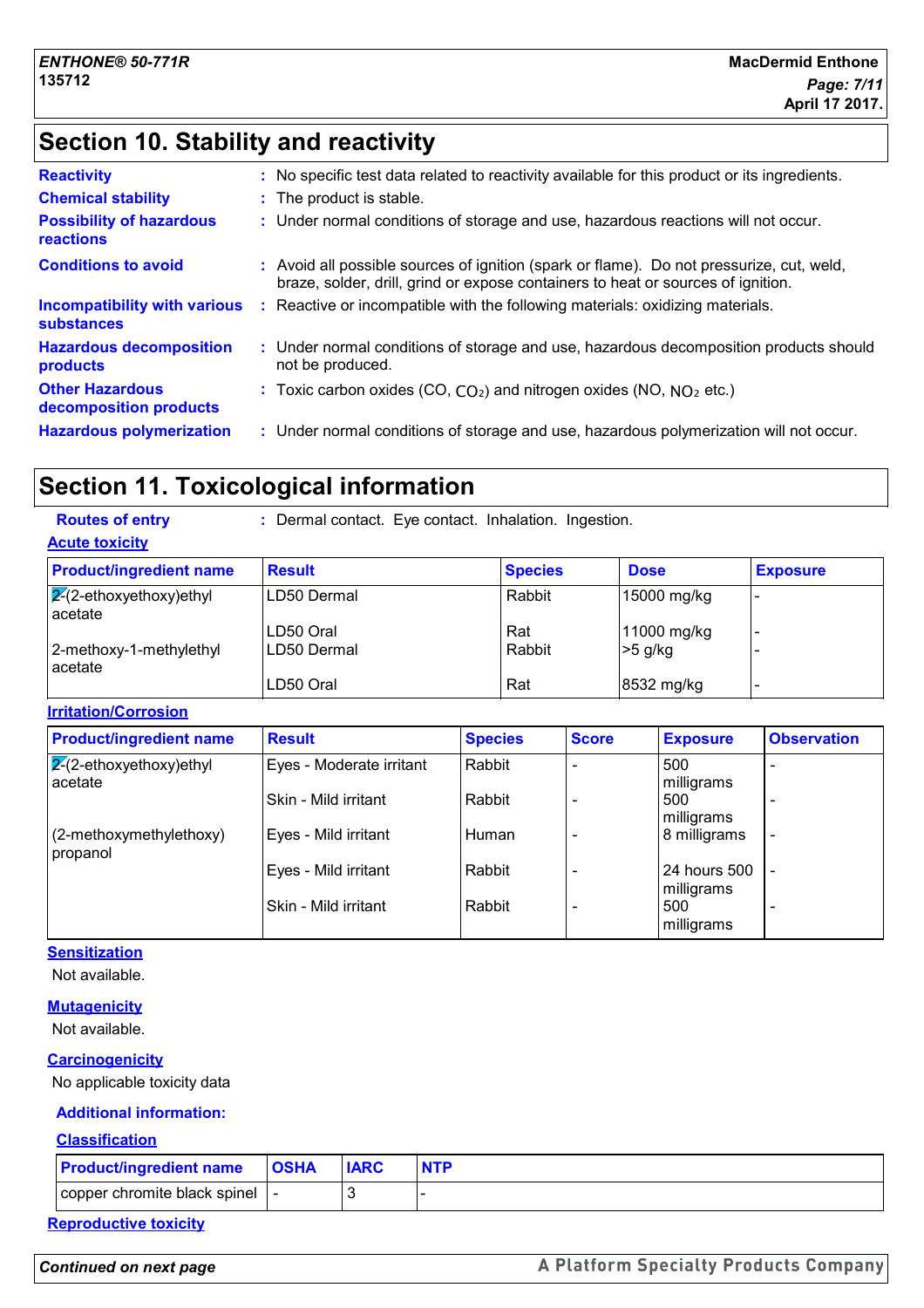## Section 10. Stability and reactivity

**Reactivity** : No specific test data related to reactivity available for this product or its ingredients.

**Chemical stability** : The product is stable.

**Possibility of hazardous reactions** : Under normal conditions of storage and use, hazardous reactions will not occur.

**Conditions to avoid** : Avoid all possible sources of ignition (spark or flame). Do not pressurize, cut, weld, braze, solder, drill, grind or expose containers to heat or sources of ignition.

**Incompatibility with various substances** : Reactive or incompatible with the following materials: oxidizing materials.

**Hazardous decomposition products** : Under normal conditions of storage and use, hazardous decomposition products should not be produced.

**Other Hazardous decomposition products** : Toxic carbon oxides (CO, $CO_2$) and nitrogen oxides (NO, $NO_2$ etc.)

**Hazardous polymerization** : Under normal conditions of storage and use, hazardous polymerization will not occur.

## Section 11. Toxicological information

**Routes of entry** : Dermal contact. Eye contact. Inhalation. Ingestion.

### Acute toxicity

| Product/ingredient name | Result | Species | Dose | Exposure |
|---|---|---|---|---|
| 2-(2-ethoxyethoxy)ethyl acetate | LD50 Dermal | Rabbit | 15000 mg/kg | - |
| | LD50 Oral | Rat | 11000 mg/kg | - |
| 2-methoxy-1-methylethyl acetate | LD50 Dermal | Rabbit | >5 g/kg | - |
| | LD50 Oral | Rat | 8532 mg/kg | - |

### Irritation/Corrosion

| Product/ingredient name | Result | Species | Score | Exposure | Observation |
|---|---|---|---|---|---|
| 2-(2-ethoxyethoxy)ethyl acetate | Eyes - Moderate irritant | Rabbit | - | 500 milligrams | - |
| | Skin - Mild irritant | Rabbit | - | 500 milligrams | - |
| (2-methoxymethylethoxy) propanol | Eyes - Mild irritant | Human | - | 8 milligrams | - |
| | Eyes - Mild irritant | Rabbit | - | 24 hours 500 milligrams | - |
| | Skin - Mild irritant | Rabbit | - | 500 milligrams | - |

### Sensitization

Not available.

### Mutagenicity

Not available.

### Carcinogenicity

No applicable toxicity data

**Additional information:**

### Classification

| Product/ingredient name | OSHA | IARC | NTP |
|---|---|---|---|
| copper chromite black spinel | - | 3 | - |

### Reproductive toxicity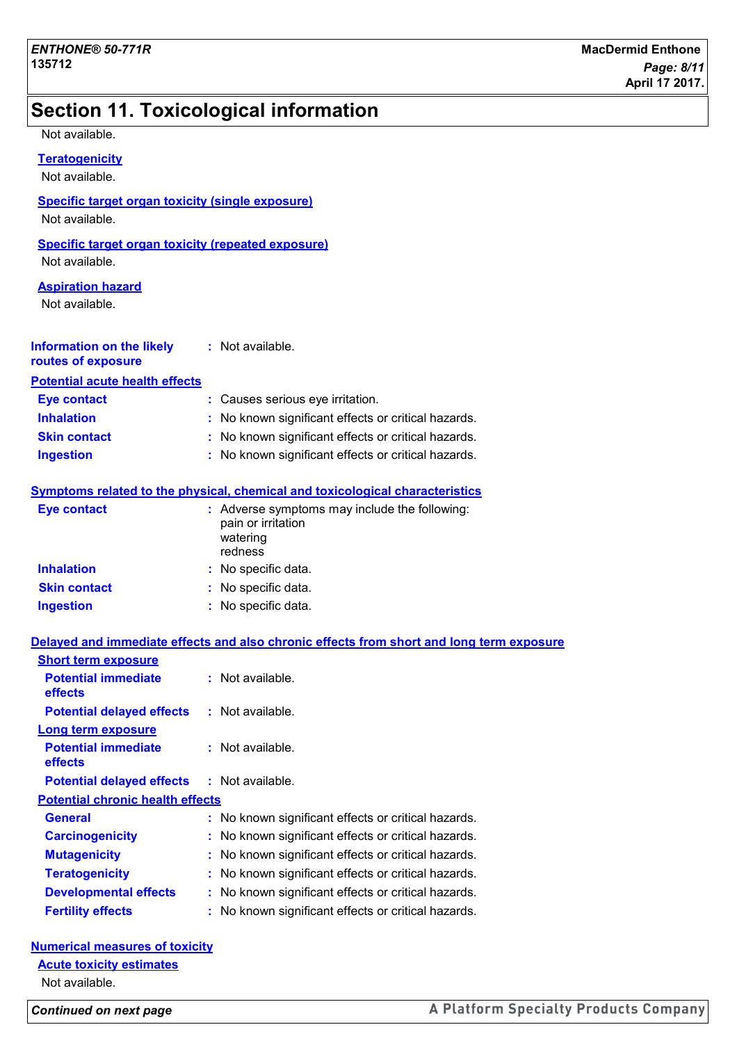## Section 11. Toxicological information

Not available.

**Teratogenicity**

Not available.

**Specific target organ toxicity (single exposure)**

Not available.

**Specific target organ toxicity (repeated exposure)**

Not available.

**Aspiration hazard**

Not available.

**Information on the likely routes of exposure** : Not available.

**Potential acute health effects**

**Eye contact** : Causes serious eye irritation.

**Inhalation** : No known significant effects or critical hazards.

**Skin contact** : No known significant effects or critical hazards.

**Ingestion** : No known significant effects or critical hazards.

**Symptoms related to the physical, chemical and toxicological characteristics**

**Eye contact** : Adverse symptoms may include the following:
pain or irritation
watering
redness

**Inhalation** : No specific data.

**Skin contact** : No specific data.

**Ingestion** : No specific data.

**Delayed and immediate effects and also chronic effects from short and long term exposure**

**Short term exposure**

**Potential immediate effects** : Not available.

**Potential delayed effects** : Not available.

**Long term exposure**

**Potential immediate effects** : Not available.

**Potential delayed effects** : Not available.

**Potential chronic health effects**

**General** : No known significant effects or critical hazards.

**Carcinogenicity** : No known significant effects or critical hazards.

**Mutagenicity** : No known significant effects or critical hazards.

**Teratogenicity** : No known significant effects or critical hazards.

**Developmental effects** : No known significant effects or critical hazards.

**Fertility effects** : No known significant effects or critical hazards.

**Numerical measures of toxicity**

**Acute toxicity estimates**

Not available.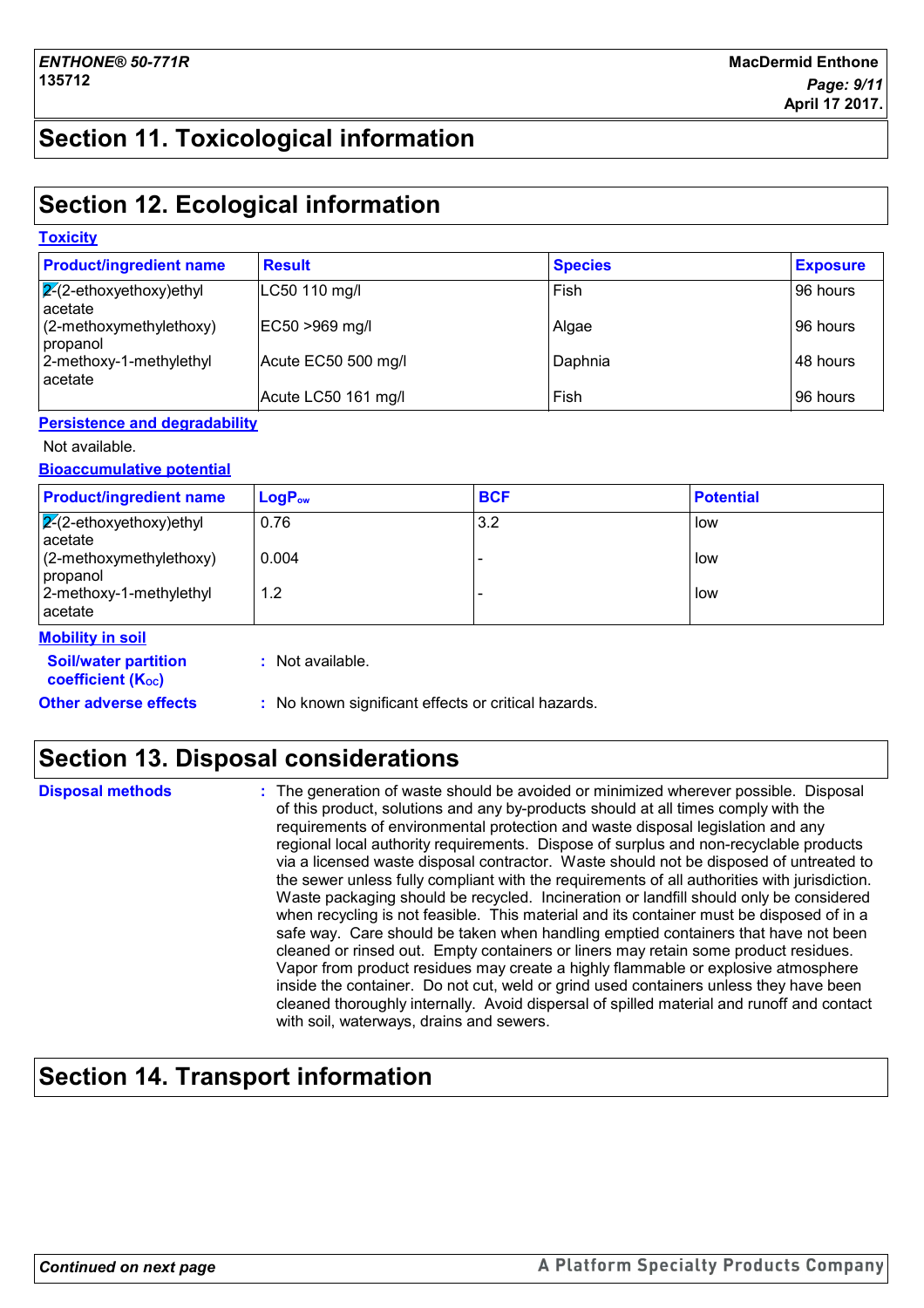## Section 11. Toxicological information

## Section 12. Ecological information

### Toxicity

| Product/ingredient name | Result | Species | Exposure |
|---|---|---|---|
| 2-(2-ethoxyethoxy)ethyl acetate | LC50 110 mg/l | Fish | 96 hours |
| (2-methoxymethylethoxy) propanol | EC50 >969 mg/l | Algae | 96 hours |
| 2-methoxy-1-methylethyl acetate | Acute EC50 500 mg/l | Daphnia | 48 hours |
| | Acute LC50 161 mg/l | Fish | 96 hours |

### Persistence and degradability

Not available.

### Bioaccumulative potential

| Product/ingredient name | $LogP_{ow}$ | BCF | Potential |
|---|---|---|---|
| 2-(2-ethoxyethoxy)ethyl acetate | 0.76 | 3.2 | low |
| (2-methoxymethylethoxy) propanol | 0.004 | - | low |
| 2-methoxy-1-methylethyl acetate | 1.2 | - | low |

### Mobility in soil

**Soil/water partition coefficient ($K_{OC}$)** : Not available.

**Other adverse effects** : No known significant effects or critical hazards.

## Section 13. Disposal considerations

**Disposal methods** : The generation of waste should be avoided or minimized wherever possible. Disposal of this product, solutions and any by-products should at all times comply with the requirements of environmental protection and waste disposal legislation and any regional local authority requirements. Dispose of surplus and non-recyclable products via a licensed waste disposal contractor. Waste should not be disposed of untreated to the sewer unless fully compliant with the requirements of all authorities with jurisdiction. Waste packaging should be recycled. Incineration or landfill should only be considered when recycling is not feasible. This material and its container must be disposed of in a safe way. Care should be taken when handling emptied containers that have not been cleaned or rinsed out. Empty containers or liners may retain some product residues. Vapor from product residues may create a highly flammable or explosive atmosphere inside the container. Do not cut, weld or grind used containers unless they have been cleaned thoroughly internally. Avoid dispersal of spilled material and runoff and contact with soil, waterways, drains and sewers.

## Section 14. Transport information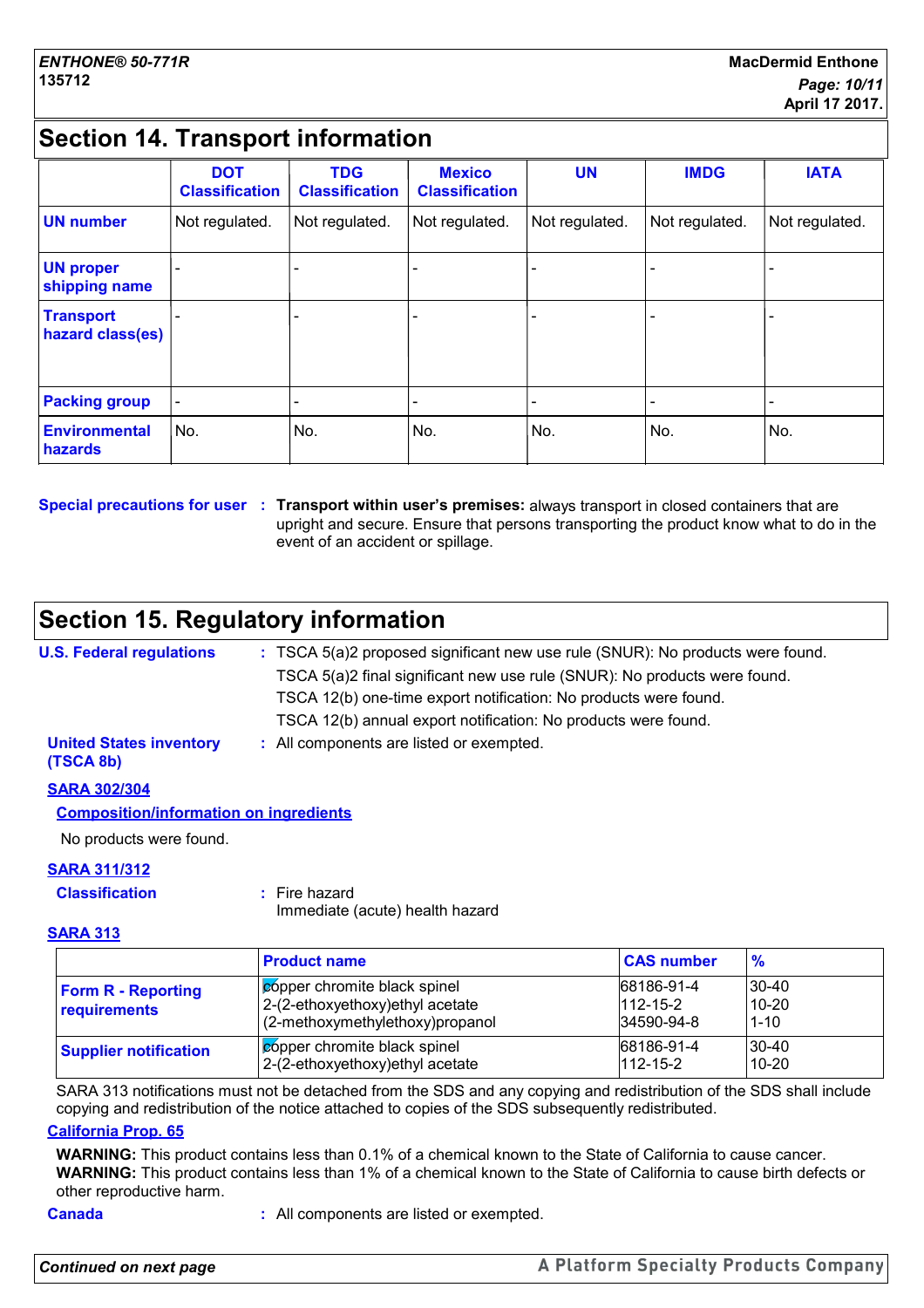## Section 14. Transport information

| | DOT Classification | TDG Classification | Mexico Classification | UN | IMDG | IATA |
|---|---|---|---|---|---|---|
| **UN number** | Not regulated. | Not regulated. | Not regulated. | Not regulated. | Not regulated. | Not regulated. |
| **UN proper shipping name** | - | - | - | - | - | - |
| **Transport hazard class(es)** | - | - | - | - | - | - |
| **Packing group** | - | - | - | - | - | - |
| **Environmental hazards** | No. | No. | No. | No. | No. | No. |

**Special precautions for user** : **Transport within user's premises:** always transport in closed containers that are upright and secure. Ensure that persons transporting the product know what to do in the event of an accident or spillage.

## Section 15. Regulatory information

**U.S. Federal regulations** : TSCA 5(a)2 proposed significant new use rule (SNUR): No products were found.
TSCA 5(a)2 final significant new use rule (SNUR): No products were found.
TSCA 12(b) one-time export notification: No products were found.
TSCA 12(b) annual export notification: No products were found.

**United States inventory (TSCA 8b)** : All components are listed or exempted.

**SARA 302/304**

**Composition/information on ingredients**

No products were found.

**SARA 311/312**

**Classification** : Fire hazard
Immediate (acute) health hazard

**SARA 313**

| | Product name | CAS number | % |
|---|---|---|---|
| **Form R - Reporting requirements** | copper chromite black spinel<br>2-(2-ethoxyethoxy)ethyl acetate<br>(2-methoxymethylethoxy)propanol | 68186-91-4<br>112-15-2<br>34590-94-8 | 30-40<br>10-20<br>1-10 |
| **Supplier notification** | copper chromite black spinel<br>2-(2-ethoxyethoxy)ethyl acetate | 68186-91-4<br>112-15-2 | 30-40<br>10-20 |

SARA 313 notifications must not be detached from the SDS and any copying and redistribution of the SDS shall include copying and redistribution of the notice attached to copies of the SDS subsequently redistributed.

**California Prop. 65**

**WARNING:** This product contains less than 0.1% of a chemical known to the State of California to cause cancer.
**WARNING:** This product contains less than 1% of a chemical known to the State of California to cause birth defects or other reproductive harm.

**Canada** : All components are listed or exempted.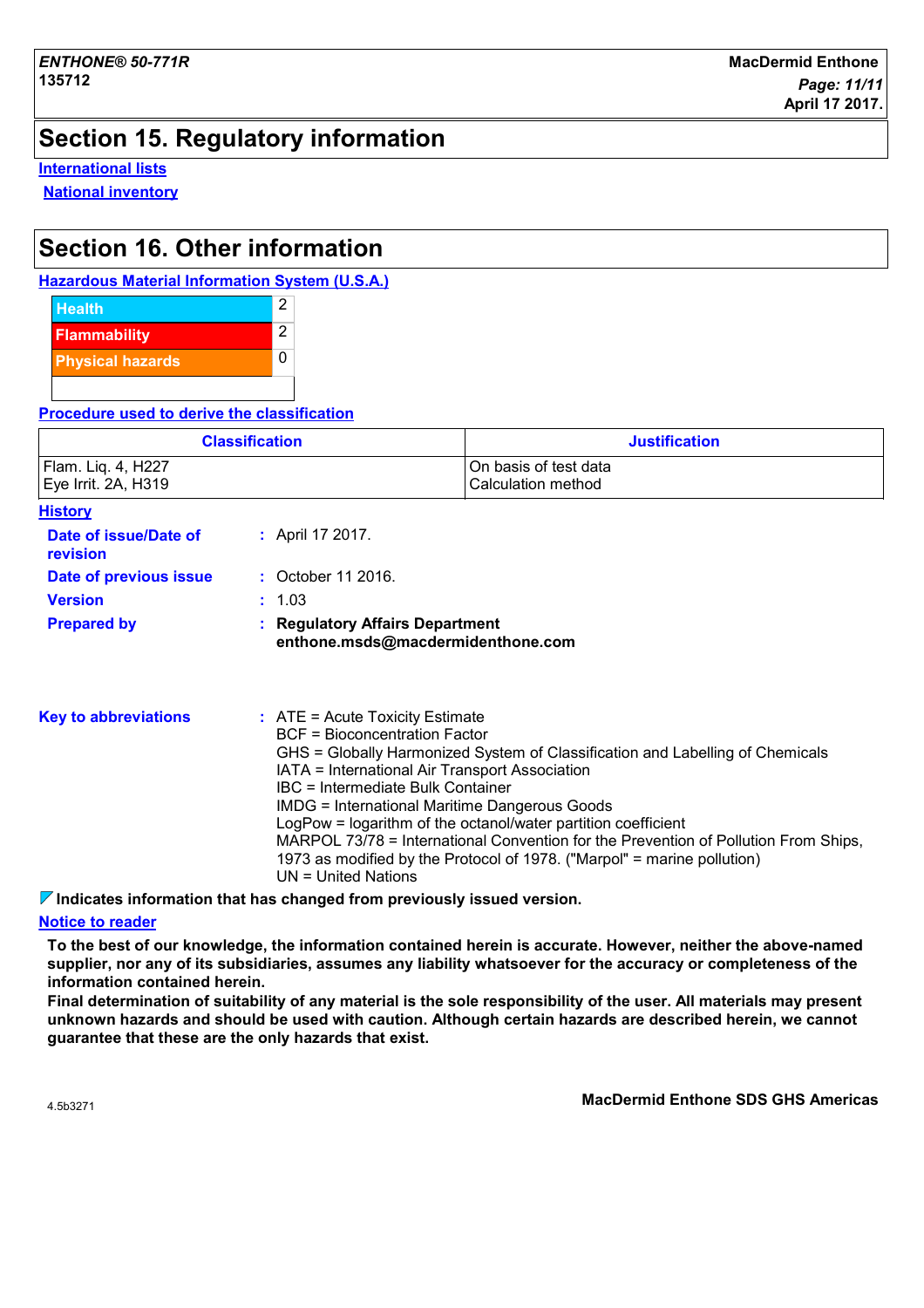## Section 15. Regulatory information

**International lists**

**National inventory**

## Section 16. Other information

**Hazardous Material Information System (U.S.A.)**

| | |
|---|---|
| Health | 2 |
| Flammability | 2 |
| Physical hazards | 0 |
| | |

**Procedure used to derive the classification**

| Classification | Justification |
|---|---|
| Flam. Liq. 4, H227<br>Eye Irrit. 2A, H319 | On basis of test data<br>Calculation method |

**History**

**Date of issue/Date of revision** : April 17 2017.

**Date of previous issue** : October 11 2016.

**Version** : 1.03

**Prepared by** : **Regulatory Affairs Department**
**enthone.msds@macdermidenthone.com**

**Key to abbreviations** : ATE = Acute Toxicity Estimate
BCF = Bioconcentration Factor
GHS = Globally Harmonized System of Classification and Labelling of Chemicals
IATA = International Air Transport Association
IBC = Intermediate Bulk Container
IMDG = International Maritime Dangerous Goods
LogPow = logarithm of the octanol/water partition coefficient
MARPOL 73/78 = International Convention for the Prevention of Pollution From Ships, 1973 as modified by the Protocol of 1978. ("Marpol" = marine pollution)
UN = United Nations

**Indicates information that has changed from previously issued version.**

**Notice to reader**

**To the best of our knowledge, the information contained herein is accurate. However, neither the above-named supplier, nor any of its subsidiaries, assumes any liability whatsoever for the accuracy or completeness of the information contained herein.**
**Final determination of suitability of any material is the sole responsibility of the user. All materials may present unknown hazards and should be used with caution. Although certain hazards are described herein, we cannot guarantee that these are the only hazards that exist.**